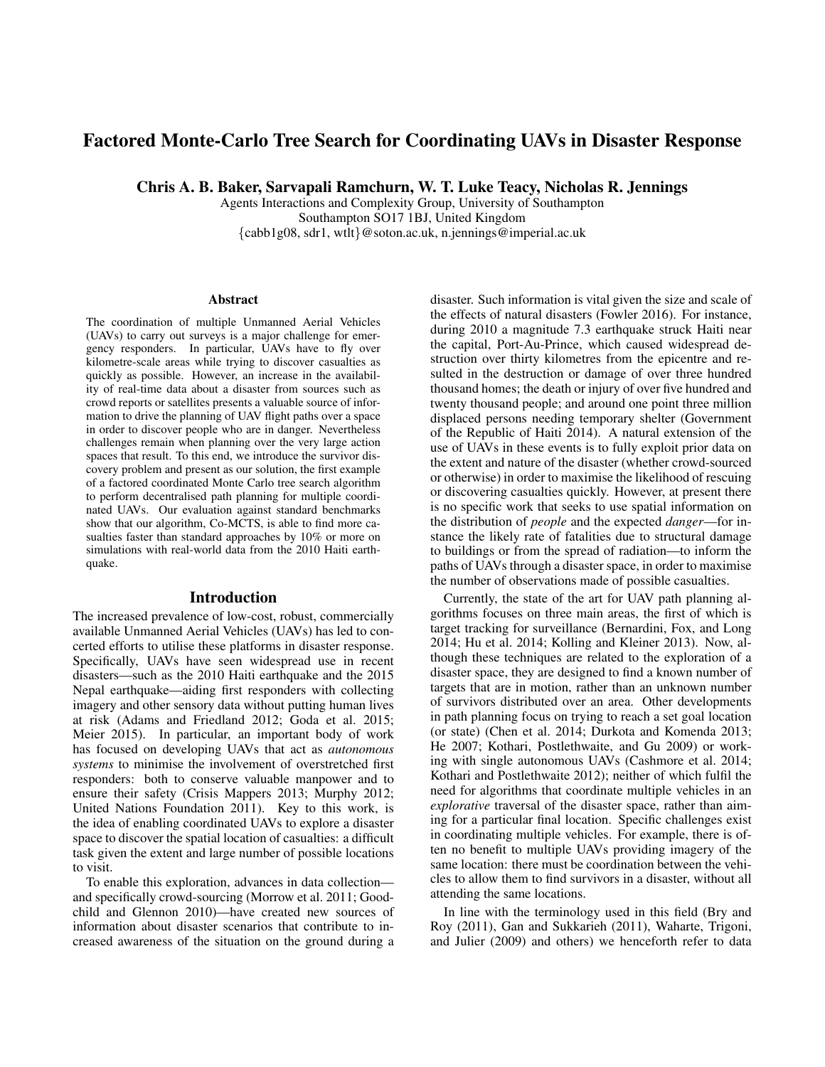# Factored Monte-Carlo Tree Search for Coordinating UAVs in Disaster Response

**Chris A. B. Baker, Sarvapali Ramchurn, W. T. Luke Teacy, Nicholas R. Jennings**

Agents Interactions and Complexity Group, University of Southampton
Southampton SO17 1BJ, United Kingdom
{cabb1g08, sdr1, wtlt}@soton.ac.uk, n.jennings@imperial.ac.uk

## Abstract

The coordination of multiple Unmanned Aerial Vehicles (UAVs) to carry out surveys is a major challenge for emergency responders. In particular, UAVs have to fly over kilometre-scale areas while trying to discover casualties as quickly as possible. However, an increase in the availability of real-time data about a disaster from sources such as crowd reports or satellites presents a valuable source of information to drive the planning of UAV flight paths over a space in order to discover people who are in danger. Nevertheless challenges remain when planning over the very large action spaces that result. To this end, we introduce the survivor discovery problem and present as our solution, the first example of a factored coordinated Monte Carlo tree search algorithm to perform decentralised path planning for multiple coordinated UAVs. Our evaluation against standard benchmarks show that our algorithm, Co-MCTS, is able to find more casualties faster than standard approaches by 10% or more on simulations with real-world data from the 2010 Haiti earthquake.

## Introduction

The increased prevalence of low-cost, robust, commercially available Unmanned Aerial Vehicles (UAVs) has led to concerted efforts to utilise these platforms in disaster response. Specifically, UAVs have seen widespread use in recent disasters—such as the 2010 Haiti earthquake and the 2015 Nepal earthquake—aiding first responders with collecting imagery and other sensory data without putting human lives at risk (Adams and Friedland 2012; Goda et al. 2015; Meier 2015). In particular, an important body of work has focused on developing UAVs that act as *autonomous systems* to minimise the involvement of overstretched first responders: both to conserve valuable manpower and to ensure their safety (Crisis Mappers 2013; Murphy 2012; United Nations Foundation 2011). Key to this work, is the idea of enabling coordinated UAVs to explore a disaster space to discover the spatial location of casualties: a difficult task given the extent and large number of possible locations to visit.

To enable this exploration, advances in data collection—and specifically crowd-sourcing (Morrow et al. 2011; Goodchild and Glennon 2010)—have created new sources of information about disaster scenarios that contribute to increased awareness of the situation on the ground during a disaster. Such information is vital given the size and scale of the effects of natural disasters (Fowler 2016). For instance, during 2010 a magnitude 7.3 earthquake struck Haiti near the capital, Port-Au-Prince, which caused widespread destruction over thirty kilometres from the epicentre and resulted in the destruction or damage of over three hundred thousand homes; the death or injury of over five hundred and twenty thousand people; and around one point three million displaced persons needing temporary shelter (Government of the Republic of Haiti 2014). A natural extension of the use of UAVs in these events is to fully exploit prior data on the extent and nature of the disaster (whether crowd-sourced or otherwise) in order to maximise the likelihood of rescuing or discovering casualties quickly. However, at present there is no specific work that seeks to use spatial information on the distribution of *people* and the expected *danger*—for instance the likely rate of fatalities due to structural damage to buildings or from the spread of radiation—to inform the paths of UAVs through a disaster space, in order to maximise the number of observations made of possible casualties.

Currently, the state of the art for UAV path planning algorithms focuses on three main areas, the first of which is target tracking for surveillance (Bernardini, Fox, and Long 2014; Hu et al. 2014; Kolling and Kleiner 2013). Now, although these techniques are related to the exploration of a disaster space, they are designed to find a known number of targets that are in motion, rather than an unknown number of survivors distributed over an area. Other developments in path planning focus on trying to reach a set goal location (or state) (Chen et al. 2014; Durkota and Komenda 2013; He 2007; Kothari, Postlethwaite, and Gu 2009) or working with single autonomous UAVs (Cashmore et al. 2014; Kothari and Postlethwaite 2012); neither of which fulfil the need for algorithms that coordinate multiple vehicles in an *explorative* traversal of the disaster space, rather than aiming for a particular final location. Specific challenges exist in coordinating multiple vehicles. For example, there is often no benefit to multiple UAVs providing imagery of the same location: there must be coordination between the vehicles to allow them to find survivors in a disaster, without all attending the same locations.

In line with the terminology used in this field (Bry and Roy (2011), Gan and Sukkarieh (2011), Waharte, Trigoni, and Julier (2009) and others) we henceforth refer to data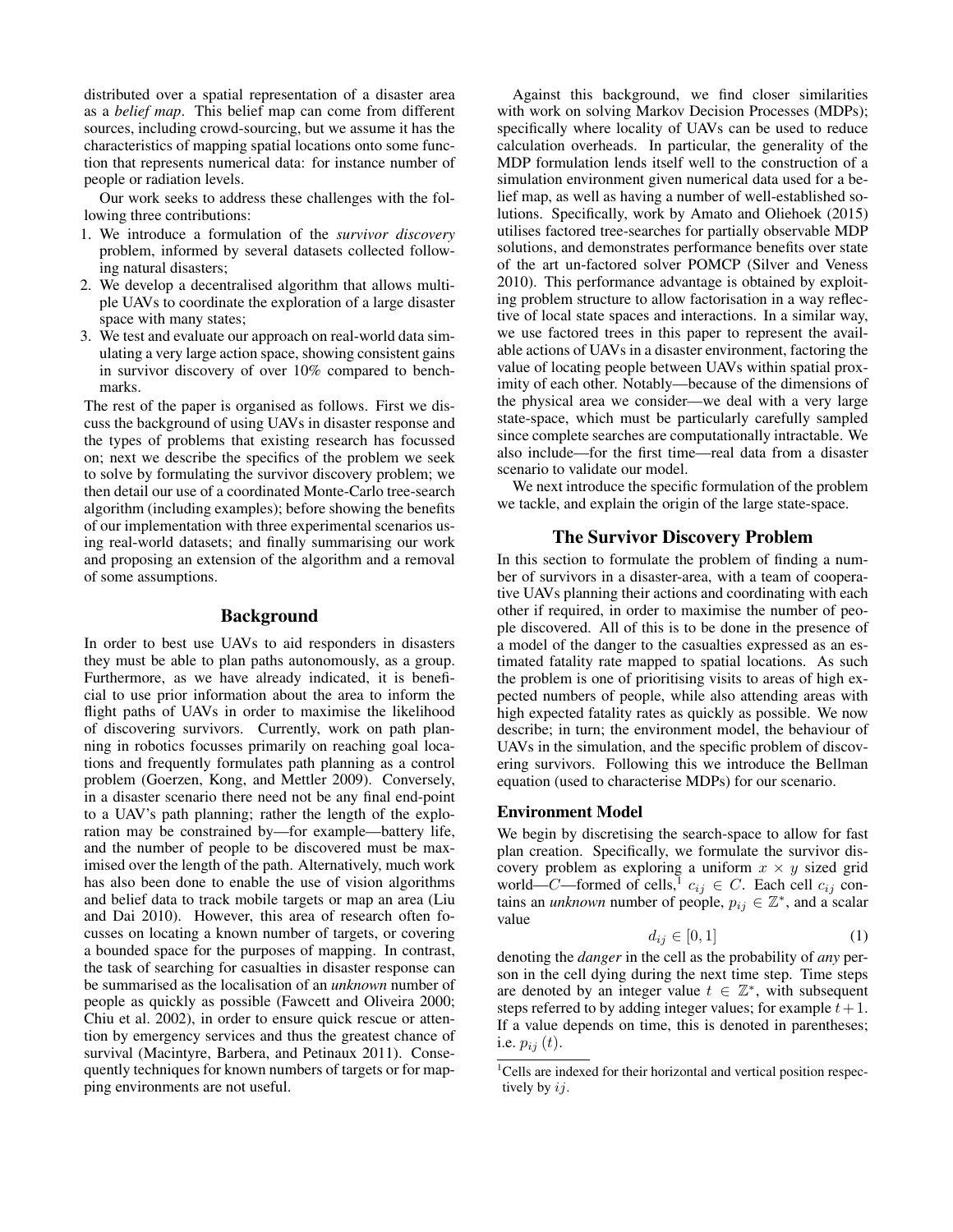distributed over a spatial representation of a disaster area as a *belief map*. This belief map can come from different sources, including crowd-sourcing, but we assume it has the characteristics of mapping spatial locations onto some function that represents numerical data: for instance number of people or radiation levels.

Our work seeks to address these challenges with the following three contributions:

1. We introduce a formulation of the *survivor discovery* problem, informed by several datasets collected following natural disasters;
2. We develop a decentralised algorithm that allows multiple UAVs to coordinate the exploration of a large disaster space with many states;
3. We test and evaluate our approach on real-world data simulating a very large action space, showing consistent gains in survivor discovery of over 10% compared to benchmarks.

The rest of the paper is organised as follows. First we discuss the background of using UAVs in disaster response and the types of problems that existing research has focussed on; next we describe the specifics of the problem we seek to solve by formulating the survivor discovery problem; we then detail our use of a coordinated Monte-Carlo tree-search algorithm (including examples); before showing the benefits of our implementation with three experimental scenarios using real-world datasets; and finally summarising our work and proposing an extension of the algorithm and a removal of some assumptions.

## Background

In order to best use UAVs to aid responders in disasters they must be able to plan paths autonomously, as a group. Furthermore, as we have already indicated, it is beneficial to use prior information about the area to inform the flight paths of UAVs in order to maximise the likelihood of discovering survivors. Currently, work on path planning in robotics focusses primarily on reaching goal locations and frequently formulates path planning as a control problem (Goerzen, Kong, and Mettler 2009). Conversely, in a disaster scenario there need not be any final end-point to a UAV's path planning; rather the length of the exploration may be constrained by—for example—battery life, and the number of people to be discovered must be maximised over the length of the path. Alternatively, much work has also been done to enable the use of vision algorithms and belief data to track mobile targets or map an area (Liu and Dai 2010). However, this area of research often focusses on locating a known number of targets, or covering a bounded space for the purposes of mapping. In contrast, the task of searching for casualties in disaster response can be summarised as the localisation of an *unknown* number of people as quickly as possible (Fawcett and Oliveira 2000; Chiu et al. 2002), in order to ensure quick rescue or attention by emergency services and thus the greatest chance of survival (Macintyre, Barbera, and Petinaux 2011). Consequently techniques for known numbers of targets or for mapping environments are not useful.

Against this background, we find closer similarities with work on solving Markov Decision Processes (MDPs); specifically where locality of UAVs can be used to reduce calculation overheads. In particular, the generality of the MDP formulation lends itself well to the construction of a simulation environment given numerical data used for a belief map, as well as having a number of well-established solutions. Specifically, work by Amato and Oliehoek (2015) utilises factored tree-searches for partially observable MDP solutions, and demonstrates performance benefits over state of the art un-factored solver POMCP (Silver and Veness 2010). This performance advantage is obtained by exploiting problem structure to allow factorisation in a way reflective of local state spaces and interactions. In a similar way, we use factored trees in this paper to represent the available actions of UAVs in a disaster environment, factoring the value of locating people between UAVs within spatial proximity of each other. Notably—because of the dimensions of the physical area we consider—we deal with a very large state-space, which must be particularly carefully sampled since complete searches are computationally intractable. We also include—for the first time—real data from a disaster scenario to validate our model.

We next introduce the specific formulation of the problem we tackle, and explain the origin of the large state-space.

## The Survivor Discovery Problem

In this section to formulate the problem of finding a number of survivors in a disaster-area, with a team of cooperative UAVs planning their actions and coordinating with each other if required, in order to maximise the number of people discovered. All of this is to be done in the presence of a model of the danger to the casualties expressed as an estimated fatality rate mapped to spatial locations. As such the problem is one of prioritising visits to areas of high expected numbers of people, while also attending areas with high expected fatality rates as quickly as possible. We now describe; in turn; the environment model, the behaviour of UAVs in the simulation, and the specific problem of discovering survivors. Following this we introduce the Bellman equation (used to characterise MDPs) for our scenario.

### Environment Model

We begin by discretising the search-space to allow for fast plan creation. Specifically, we formulate the survivor discovery problem as exploring a uniform $x \times y$ sized grid world—$C$—formed of cells,[1] $c_{ij} \in C$. Each cell $c_{ij}$ contains an *unknown* number of people, $p_{ij} \in \mathbb{Z}^*$, and a scalar value

$$d_{ij} \in [0, 1] \tag{1}$$

denoting the *danger* in the cell as the probability of *any* person in the cell dying during the next time step. Time steps are denoted by an integer value $t \in \mathbb{Z}^*$, with subsequent steps referred to by adding integer values; for example $t+1$. If a value depends on time, this is denoted in parentheses; i.e. $p_{ij}(t)$.

[1] Cells are indexed for their horizontal and vertical position respectively by $ij$.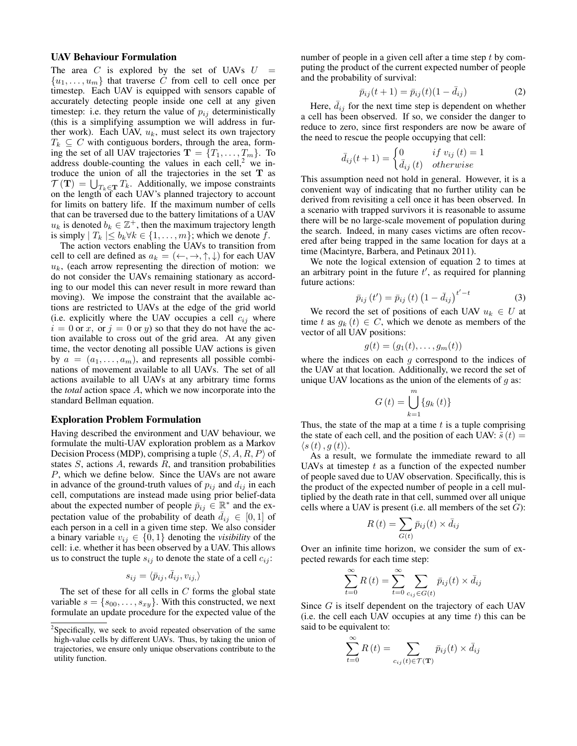### UAV Behaviour Formulation

The area $C$ is explored by the set of UAVs $U = \{u_1, \ldots, u_m\}$ that traverse $C$ from cell to cell once per timestep. Each UAV is equipped with sensors capable of accurately detecting people inside one cell at any given timestep: i.e. they return the value of $p_{ij}$ deterministically (this is a simplifying assumption we will address in further work). Each UAV, $u_k$, must select its own trajectory $T_k \subseteq C$ with contiguous borders, through the area, forming the set of all UAV trajectories $\mathbf{T} = \{T_1, \ldots, T_m\}$. To address double-counting the values in each cell,[2] we introduce the union of all the trajectories in the set $\mathbf{T}$ as $\mathcal{T}(\mathbf{T}) = \bigcup_{T_k \in \mathbf{T}} T_k$. Additionally, we impose constraints on the length of each UAV's planned trajectory to account for limits on battery life. If the maximum number of cells that can be traversed due to the battery limitations of a UAV $u_k$ is denoted $b_k \in \mathbb{Z}^+$, then the maximum trajectory length is simply $| T_k | \leq b_k \forall k \in \{1, \ldots, m\}$; which we denote $f$.

The action vectors enabling the UAVs to transition from cell to cell are defined as $a_k = (\leftarrow, \rightarrow, \uparrow, \downarrow)$ for each UAV $u_k$, (each arrow representing the direction of motion: we do not consider the UAVs remaining stationary as according to our model this can never result in more reward than moving). We impose the constraint that the available actions are restricted to UAVs at the edge of the grid world (i.e. explicitly where the UAV occupies a cell $c_{ij}$ where $i = 0$ or $x$, or $j = 0$ or $y$) so that they do not have the action available to cross out of the grid area. At any given time, the vector denoting all possible UAV actions is given by $a = (a_1, \ldots, a_m)$, and represents all possible combinations of movement available to all UAVs. The set of all actions available to all UAVs at any arbitrary time forms the *total* action space $A$, which we now incorporate into the standard Bellman equation.

### Exploration Problem Formulation

Having described the environment and UAV behaviour, we formulate the multi-UAV exploration problem as a Markov Decision Process (MDP), comprising a tuple $\langle S, A, R, P \rangle$ of states $S$, actions $A$, rewards $R$, and transition probabilities $P$, which we define below. Since the UAVs are not aware in advance of the ground-truth values of $p_{ij}$ and $d_{ij}$ in each cell, computations are instead made using prior belief-data about the expected number of people $\bar{p}_{ij} \in \mathbb{R}^*$ and the expectation value of the probability of death $\bar{d}_{ij} \in [0, 1]$ of each person in a cell in a given time step. We also consider a binary variable $v_{ij} \in \{0, 1\}$ denoting the *visibility* of the cell: i.e. whether it has been observed by a UAV. This allows us to construct the tuple $s_{ij}$ to denote the state of a cell $c_{ij}$:

$$s_{ij} = \langle \bar{p}_{ij}, \bar{d}_{ij}, v_{ij,} \rangle$$

The set of these for all cells in $C$ forms the global state variable $s = \{s_{00}, \ldots, s_{xy}\}$. With this constructed, we next formulate an update procedure for the expected value of the number of people in a given cell after a time step $t$ by computing the product of the current expected number of people and the probability of survival:

$$\bar{p}_{ij}(t+1) = \bar{p}_{ij}(t)(1 - \bar{d}_{ij}) \tag{2}$$

Here, $\bar{d}_{ij}$ for the next time step is dependent on whether a cell has been observed. If so, we consider the danger to reduce to zero, since first responders are now be aware of the need to rescue the people occupying that cell:

$$\bar{d}_{ij}(t+1) = \begin{cases} 0 & if\ v_{ij}(t) = 1 \\ \bar{d}_{ij}(t) & otherwise \end{cases}$$

This assumption need not hold in general. However, it is a convenient way of indicating that no further utility can be derived from revisiting a cell once it has been observed. In a scenario with trapped survivors it is reasonable to assume there will be no large-scale movement of population during the search. Indeed, in many cases victims are often recovered after being trapped in the same location for days at a time (Macintyre, Barbera, and Petinaux 2011).

We note the logical extension of equation 2 to times at an arbitrary point in the future $t'$, as required for planning future actions:

$$\bar{p}_{ij}(t') = \bar{p}_{ij}(t) \left(1 - \bar{d}_{ij}\right)^{t'-t} \tag{3}$$

We record the set of positions of each UAV $u_k \in U$ at time $t$ as $g_k(t) \in C$, which we denote as members of the vector of all UAV positions:

$$g(t) = (g_1(t), \ldots, g_m(t))$$

where the indices on each $g$ correspond to the indices of the UAV at that location. Additionally, we record the set of unique UAV locations as the union of the elements of $g$ as:

$$G(t) = \bigcup_{k=1}^{m} \{g_k(t)\}$$

Thus, the state of the map at a time $t$ is a tuple comprising the state of each cell, and the position of each UAV: $\bar{s}(t) = \langle s(t), g(t) \rangle$.

As a result, we formulate the immediate reward to all UAVs at timestep $t$ as a function of the expected number of people saved due to UAV observation. Specifically, this is the product of the expected number of people in a cell multiplied by the death rate in that cell, summed over all unique cells where a UAV is present (i.e. all members of the set $G$):

$$R(t) = \sum_{G(t)} \bar{p}_{ij}(t) \times \bar{d}_{ij}$$

Over an infinite time horizon, we consider the sum of expected rewards for each time step:

$$\sum_{t=0}^{\infty} R(t) = \sum_{t=0}^{\infty} \sum_{c_{ij} \in G(t)} \bar{p}_{ij}(t) \times \bar{d}_{ij}$$

Since $G$ is itself dependent on the trajectory of each UAV (i.e. the cell each UAV occupies at any time $t$) this can be said to be equivalent to:

$$\sum_{t=0}^{\infty} R(t) = \sum_{c_{ij}(t) \in \mathcal{T}(\mathbf{T})} \bar{p}_{ij}(t) \times \bar{d}_{ij}$$

---

[2] Specifically, we seek to avoid repeated observation of the same high-value cells by different UAVs. Thus, by taking the union of trajectories, we ensure only unique observations contribute to the utility function.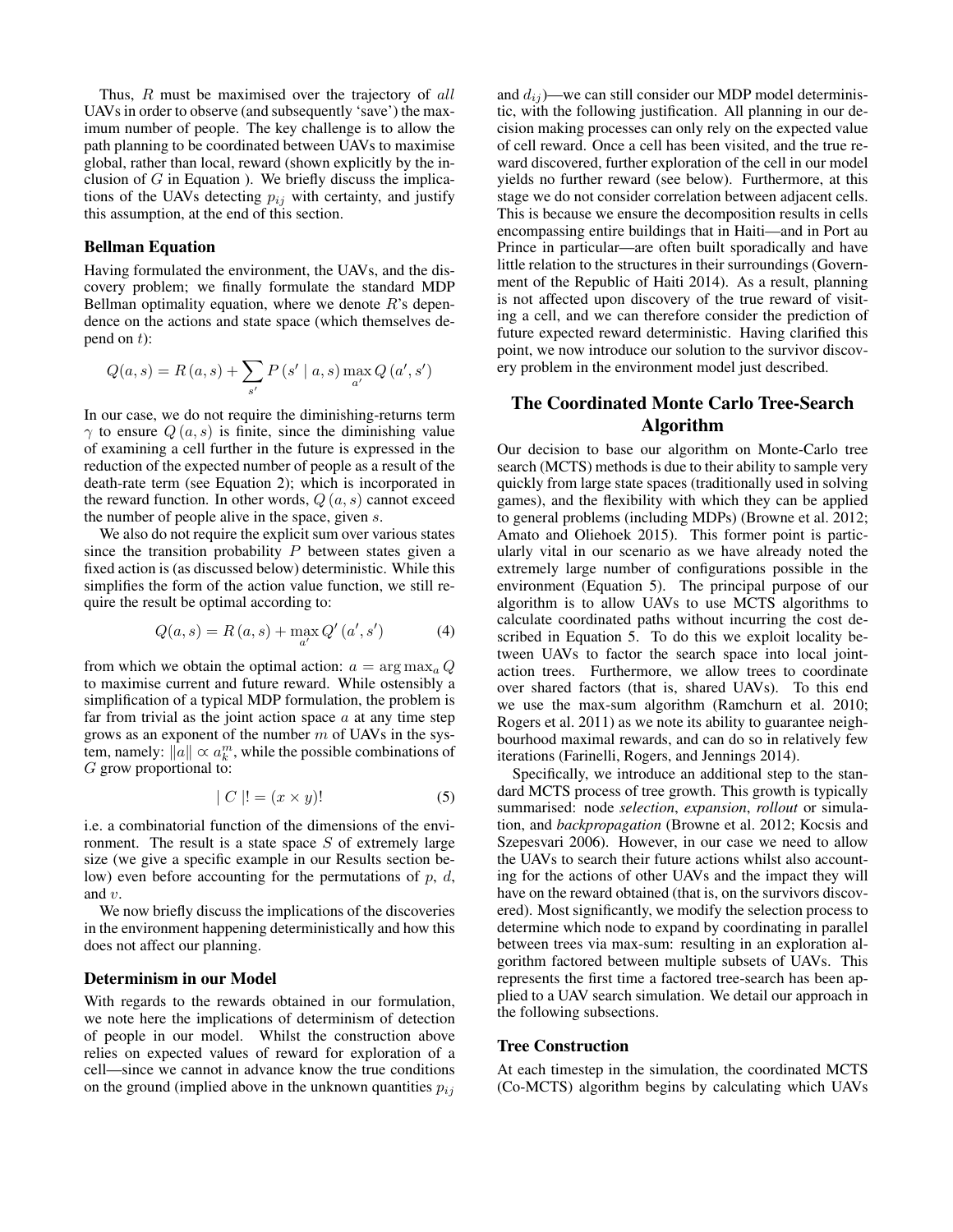Thus, $R$ must be maximised over the trajectory of *all* UAVs in order to observe (and subsequently 'save') the maximum number of people. The key challenge is to allow the path planning to be coordinated between UAVs to maximise global, rather than local, reward (shown explicitly by the inclusion of $G$ in Equation ). We briefly discuss the implications of the UAVs detecting $p_{ij}$ with certainty, and justify this assumption, at the end of this section.

### Bellman Equation

Having formulated the environment, the UAVs, and the discovery problem; we finally formulate the standard MDP Bellman optimality equation, where we denote $R$'s dependence on the actions and state space (which themselves depend on $t$):

$$Q(a,s) = R(a,s) + \sum_{s'} P(s' \mid a,s) \max_{a'} Q(a', s')$$

In our case, we do not require the diminishing-returns term $\gamma$ to ensure $Q(a,s)$ is finite, since the diminishing value of examining a cell further in the future is expressed in the reduction of the expected number of people as a result of the death-rate term (see Equation 2); which is incorporated in the reward function. In other words, $Q(a,s)$ cannot exceed the number of people alive in the space, given $s$.

We also do not require the explicit sum over various states since the transition probability $P$ between states given a fixed action is (as discussed below) deterministic. While this simplifies the form of the action value function, we still require the result be optimal according to:

$$Q(a,s) = R(a,s) + \max_{a'} Q'(a', s') \tag{4}$$

from which we obtain the optimal action: $a = \arg\max_a Q$ to maximise current and future reward. While ostensibly a simplification of a typical MDP formulation, the problem is far from trivial as the joint action space $a$ at any time step grows as an exponent of the number $m$ of UAVs in the system, namely: $\|a\| \propto a_k^m$, while the possible combinations of $G$ grow proportional to:

$$\mid C \mid ! = (x \times y)! \tag{5}$$

i.e. a combinatorial function of the dimensions of the environment. The result is a state space $S$ of extremely large size (we give a specific example in our Results section below) even before accounting for the permutations of $p$, $d$, and $v$.

We now briefly discuss the implications of the discoveries in the environment happening deterministically and how this does not affect our planning.

### Determinism in our Model

With regards to the rewards obtained in our formulation, we note here the implications of determinism of detection of people in our model. Whilst the construction above relies on expected values of reward for exploration of a cell—since we cannot in advance know the true conditions on the ground (implied above in the unknown quantities $p_{ij}$ and $d_{ij}$)—we can still consider our MDP model deterministic, with the following justification. All planning in our decision making processes can only rely on the expected value of cell reward. Once a cell has been visited, and the true reward discovered, further exploration of the cell in our model yields no further reward (see below). Furthermore, at this stage we do not consider correlation between adjacent cells. This is because we ensure the decomposition results in cells encompassing entire buildings that in Haiti—and in Port au Prince in particular—are often built sporadically and have little relation to the structures in their surroundings (Government of the Republic of Haiti 2014). As a result, planning is not affected upon discovery of the true reward of visiting a cell, and we can therefore consider the prediction of future expected reward deterministic. Having clarified this point, we now introduce our solution to the survivor discovery problem in the environment model just described.

## The Coordinated Monte Carlo Tree-Search Algorithm

Our decision to base our algorithm on Monte-Carlo tree search (MCTS) methods is due to their ability to sample very quickly from large state spaces (traditionally used in solving games), and the flexibility with which they can be applied to general problems (including MDPs) (Browne et al. 2012; Amato and Oliehoek 2015). This former point is particularly vital in our scenario as we have already noted the extremely large number of configurations possible in the environment (Equation 5). The principal purpose of our algorithm is to allow UAVs to use MCTS algorithms to calculate coordinated paths without incurring the cost described in Equation 5. To do this we exploit locality between UAVs to factor the search space into local joint-action trees. Furthermore, we allow trees to coordinate over shared factors (that is, shared UAVs). To this end we use the max-sum algorithm (Ramchurn et al. 2010; Rogers et al. 2011) as we note its ability to guarantee neighbourhood maximal rewards, and can do so in relatively few iterations (Farinelli, Rogers, and Jennings 2014).

Specifically, we introduce an additional step to the standard MCTS process of tree growth. This growth is typically summarised: node *selection*, *expansion*, *rollout* or simulation, and *backpropagation* (Browne et al. 2012; Kocsis and Szepesvari 2006). However, in our case we need to allow the UAVs to search their future actions whilst also accounting for the actions of other UAVs and the impact they will have on the reward obtained (that is, on the survivors discovered). Most significantly, we modify the selection process to determine which node to expand by coordinating in parallel between trees via max-sum: resulting in an exploration algorithm factored between multiple subsets of UAVs. This represents the first time a factored tree-search has been applied to a UAV search simulation. We detail our approach in the following subsections.

### Tree Construction

At each timestep in the simulation, the coordinated MCTS (Co-MCTS) algorithm begins by calculating which UAVs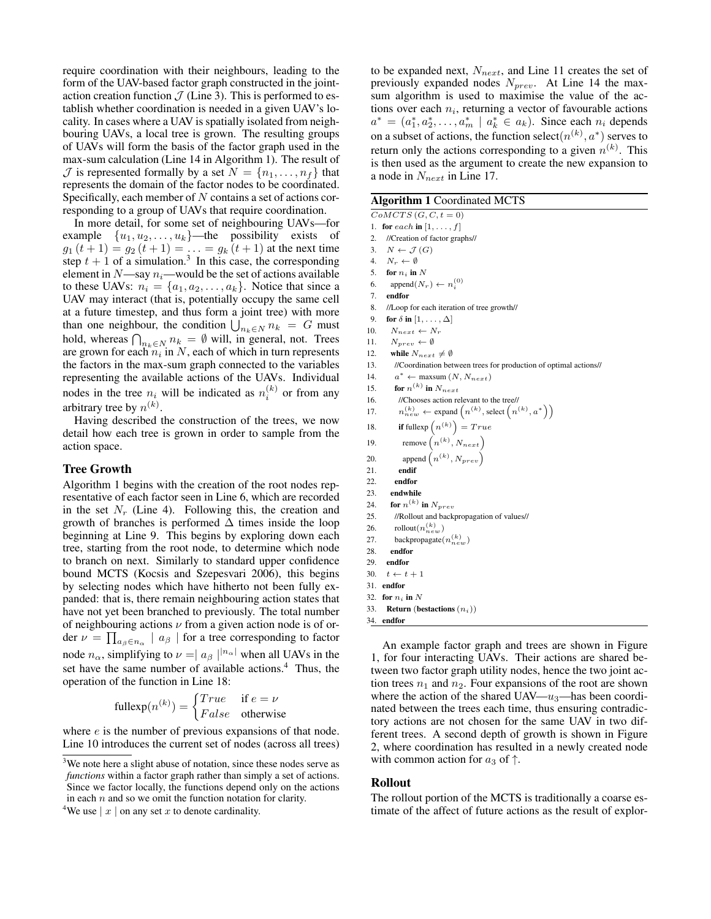require coordination with their neighbours, leading to the form of the UAV-based factor graph constructed in the joint-action creation function $\mathcal{J}$ (Line 3). This is performed to establish whether coordination is needed in a given UAV's locality. In cases where a UAV is spatially isolated from neighbouring UAVs, a local tree is grown. The resulting groups of UAVs will form the basis of the factor graph used in the max-sum calculation (Line 14 in Algorithm 1). The result of $\mathcal{J}$ is represented formally by a set $N = \{n_1, \ldots, n_f\}$ that represents the domain of the factor nodes to be coordinated. Specifically, each member of $N$ contains a set of actions corresponding to a group of UAVs that require coordination.

In more detail, for some set of neighbouring UAVs—for example $\{u_1, u_2, \ldots, u_k\}$—the possibility exists of $g_1(t+1) = g_2(t+1) = \ldots = g_k(t+1)$ at the next time step $t+1$ of a simulation.[3] In this case, the corresponding element in $N$—say $n_i$—would be the set of actions available to these UAVs: $n_i = \{a_1, a_2, \ldots, a_k\}$. Notice that since a UAV may interact (that is, potentially occupy the same cell at a future timestep, and thus form a joint tree) with more than one neighbour, the condition $\bigcup_{n_k \in N} n_k = G$ must hold, whereas $\bigcap_{n_k \in N} n_k = \emptyset$ will, in general, not. Trees are grown for each $n_i$ in $N$, each of which in turn represents the factors in the max-sum graph connected to the variables representing the available actions of the UAVs. Individual nodes in the tree $n_i$ will be indicated as $n_i^{(k)}$ or from any arbitrary tree by $n^{(k)}$.

Having described the construction of the trees, we now detail how each tree is grown in order to sample from the action space.

## Tree Growth

Algorithm 1 begins with the creation of the root nodes representative of each factor seen in Line 6, which are recorded in the set $N_r$ (Line 4). Following this, the creation and growth of branches is performed $\Delta$ times inside the loop beginning at Line 9. This begins by exploring down each tree, starting from the root node, to determine which node to branch on next. Similarly to standard upper confidence bound MCTS (Kocsis and Szepesvari 2006), this begins by selecting nodes which have hitherto not been fully expanded: that is, there remain neighbouring action states that have not yet been branched to previously. The total number of neighbouring actions $\nu$ from a given action node is of order $\nu = \prod_{a_\beta \in n_\alpha} | a_\beta |$ for a tree corresponding to factor node $n_\alpha$, simplifying to $\nu = | a_\beta |^{|n_\alpha|}$ when all UAVs in the set have the same number of available actions.[4] Thus, the operation of the function in Line 18:

$$\text{fullexp}(n^{(k)}) = \begin{cases} True & \text{if } e = \nu \\ False & \text{otherwise} \end{cases}$$

where $e$ is the number of previous expansions of that node. Line 10 introduces the current set of nodes (across all trees) to be expanded next, $N_{next}$, and Line 11 creates the set of previously expanded nodes $N_{prev}$. At Line 14 the max-sum algorithm is used to maximise the value of the actions over each $n_i$, returning a vector of favourable actions $a^* = (a_1^*, a_2^*, \ldots, a_m^* \mid a_k^* \in a_k)$. Since each $n_i$ depends on a subset of actions, the function select$(n^{(k)}, a^*)$ serves to return only the actions corresponding to a given $n^{(k)}$. This is then used as the argument to create the new expansion to a node in $N_{next}$ in Line 17.

**Algorithm 1** Coordinated MCTS

```
CoMCTS (G, C, t = 0)
1.  for each in [1, ..., f]
2.    //Creation of factor graphs//
3.    N ← J(G)
4.    N_r ← ∅
5.    for n_i in N
6.      append(N_r) ← n_i^(0)
7.    endfor
8.    //Loop for each iteration of tree growth//
9.    for δ in [1, ..., Δ]
10.     N_next ← N_r
11.     N_prev ← ∅
12.     while N_next ≠ ∅
13.       //Coordination between trees for production of optimal actions//
14.       a* ← maxsum (N, N_next)
15.       for n^(k) in N_next
16.         //Chooses action relevant to the tree//
17.         n_new^(k) ← expand (n^(k), select (n^(k), a*))
18.         if fullexp (n^(k)) = True
19.           remove (n^(k), N_next)
20.           append (n^(k), N_prev)
21.         endif
22.       endfor
23.     endwhile
24.     for n^(k) in N_prev
25.       //Rollout and backpropagation of values//
26.       rollout(n_new^(k))
27.       backpropagate(n_new^(k))
28.     endfor
29.   endfor
30.   t ← t + 1
31. endfor
32. for n_i in N
33.   Return (bestactions (n_i))
34. endfor
```

An example factor graph and trees are shown in Figure 1, for four interacting UAVs. Their actions are shared between two factor graph utility nodes, hence the two joint action trees $n_1$ and $n_2$. Four expansions of the root are shown where the action of the shared UAV—$u_3$—has been coordinated between the trees each time, thus ensuring contradictory actions are not chosen for the same UAV in two different trees. A second depth of growth is shown in Figure 2, where coordination has resulted in a newly created node with common action for $a_3$ of $\uparrow$.

## Rollout

The rollout portion of the MCTS is traditionally a coarse estimate of the affect of future actions as the result of explor-

[3] We note here a slight abuse of notation, since these nodes serve as *functions* within a factor graph rather than simply a set of actions. Since we factor locally, the functions depend only on the actions in each $n$ and so we omit the function notation for clarity.

[4] We use $| x |$ on any set $x$ to denote cardinality.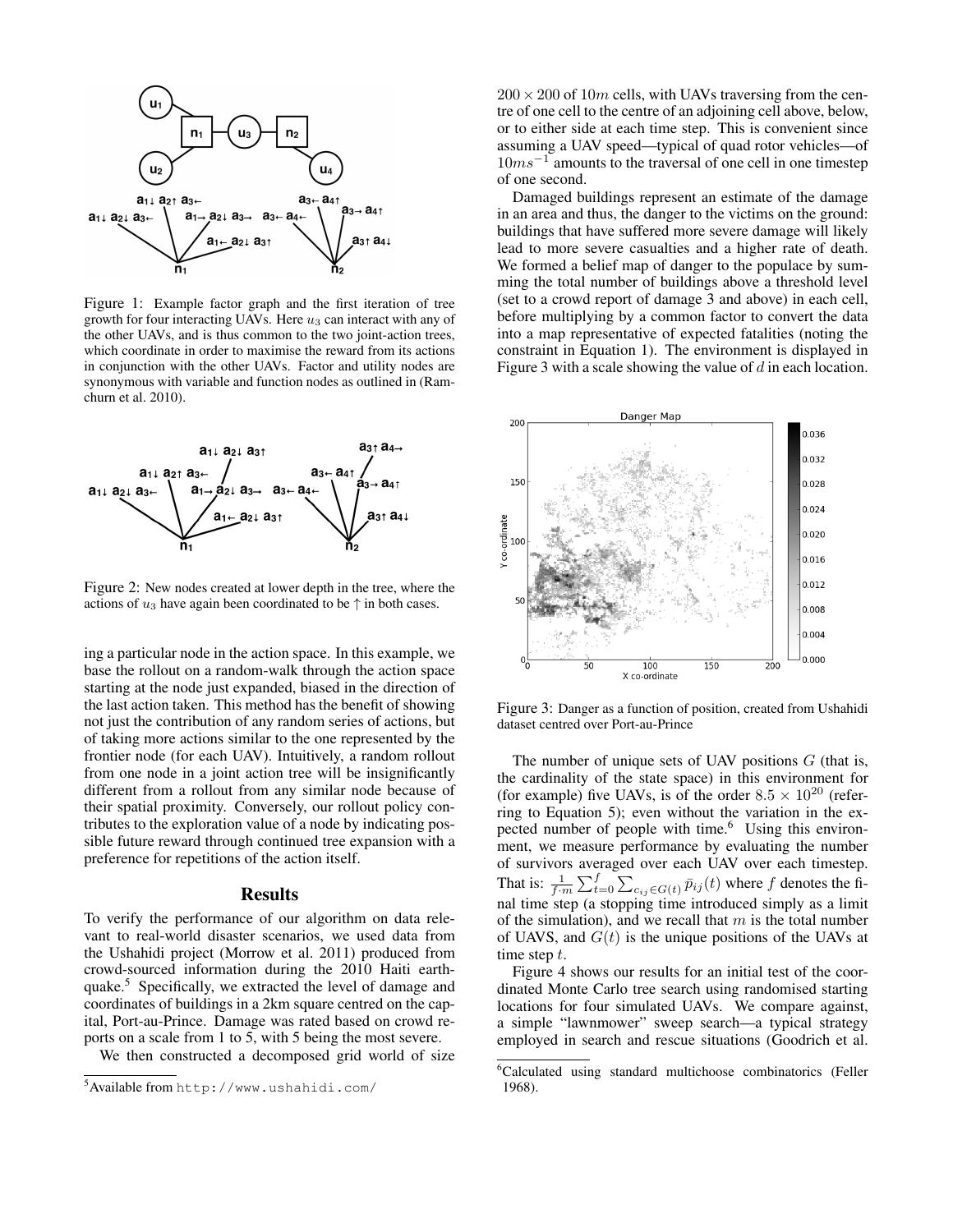Figure 1: Example factor graph and the first iteration of tree growth for four interacting UAVs. Here $u_3$ can interact with any of the other UAVs, and is thus common to the two joint-action trees, which coordinate in order to maximise the reward from its actions in conjunction with the other UAVs. Factor and utility nodes are synonymous with variable and function nodes as outlined in (Ramchurn et al. 2010).

Figure 2: New nodes created at lower depth in the tree, where the actions of $u_3$ have again been coordinated to be ↑ in both cases.

ing a particular node in the action space. In this example, we base the rollout on a random-walk through the action space starting at the node just expanded, biased in the direction of the last action taken. This method has the benefit of showing not just the contribution of any random series of actions, but of taking more actions similar to the one represented by the frontier node (for each UAV). Intuitively, a random rollout from one node in a joint action tree will be insignificantly different from a rollout from any similar node because of their spatial proximity. Conversely, our rollout policy contributes to the exploration value of a node by indicating possible future reward through continued tree expansion with a preference for repetitions of the action itself.

## Results

To verify the performance of our algorithm on data relevant to real-world disaster scenarios, we used data from the Ushahidi project (Morrow et al. 2011) produced from crowd-sourced information during the 2010 Haiti earthquake.[5] Specifically, we extracted the level of damage and coordinates of buildings in a 2km square centred on the capital, Port-au-Prince. Damage was rated based on crowd reports on a scale from 1 to 5, with 5 being the most severe.

We then constructed a decomposed grid world of size $200 \times 200$ of $10m$ cells, with UAVs traversing from the centre of one cell to the centre of an adjoining cell above, below, or to either side at each time step. This is convenient since assuming a UAV speed—typical of quad rotor vehicles—of $10ms^{-1}$ amounts to the traversal of one cell in one timestep of one second.

Damaged buildings represent an estimate of the damage in an area and thus, the danger to the victims on the ground: buildings that have suffered more severe damage will likely lead to more severe casualties and a higher rate of death. We formed a belief map of danger to the populace by summing the total number of buildings above a threshold level (set to a crowd report of damage 3 and above) in each cell, before multiplying by a common factor to convert the data into a map representative of expected fatalities (noting the constraint in Equation 1). The environment is displayed in Figure 3 with a scale showing the value of $d$ in each location.

Figure 3: Danger as a function of position, created from Ushahidi dataset centred over Port-au-Prince

The number of unique sets of UAV positions $G$ (that is, the cardinality of the state space) in this environment for (for example) five UAVs, is of the order $8.5 \times 10^{20}$ (referring to Equation 5); even without the variation in the expected number of people with time.[6] Using this environment, we measure performance by evaluating the number of survivors averaged over each UAV over each timestep. That is: $\frac{1}{f \cdot m} \sum_{t=0}^{f} \sum_{c_{ij} \in G(t)} \bar{p}_{ij}(t)$ where $f$ denotes the final time step (a stopping time introduced simply as a limit of the simulation), and we recall that $m$ is the total number of UAVS, and $G(t)$ is the unique positions of the UAVs at time step $t$.

Figure 4 shows our results for an initial test of the coordinated Monte Carlo tree search using randomised starting locations for four simulated UAVs. We compare against, a simple "lawnmower" sweep search—a typical strategy employed in search and rescue situations (Goodrich et al.

[5] Available from http://www.ushahidi.com/

[6] Calculated using standard multichoose combinatorics (Feller 1968).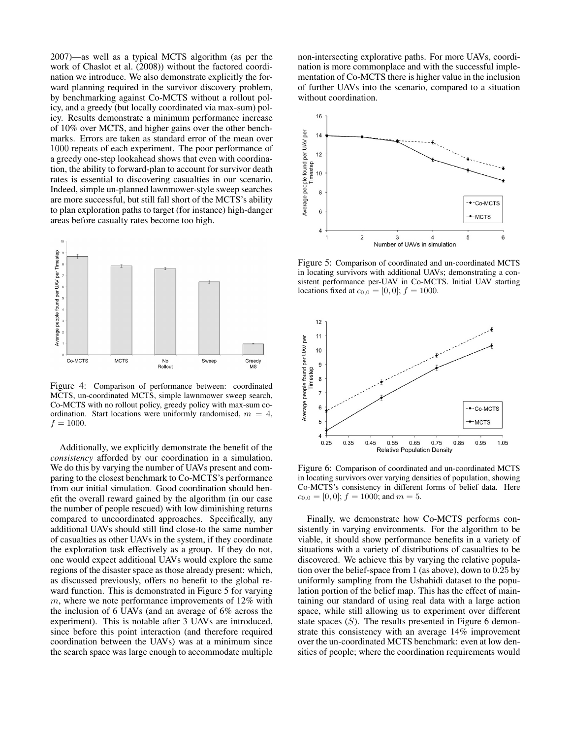2007)—as well as a typical MCTS algorithm (as per the work of Chaslot et al. (2008)) without the factored coordination we introduce. We also demonstrate explicitly the forward planning required in the survivor discovery problem, by benchmarking against Co-MCTS without a rollout policy, and a greedy (but locally coordinated via max-sum) policy. Results demonstrate a minimum performance increase of 10% over MCTS, and higher gains over the other benchmarks. Errors are taken as standard error of the mean over 1000 repeats of each experiment. The poor performance of a greedy one-step lookahead shows that even with coordination, the ability to forward-plan to account for survivor death rates is essential to discovering casualties in our scenario. Indeed, simple un-planned lawnmower-style sweep searches are more successful, but still fall short of the MCTS's ability to plan exploration paths to target (for instance) high-danger areas before casualty rates become too high.

Figure 4: Comparison of performance between: coordinated MCTS, un-coordinated MCTS, simple lawnmower sweep search, Co-MCTS with no rollout policy, greedy policy with max-sum coordination. Start locations were uniformly randomised, $m = 4$, $f = 1000$.

Additionally, we explicitly demonstrate the benefit of the *consistency* afforded by our coordination in a simulation. We do this by varying the number of UAVs present and comparing to the closest benchmark to Co-MCTS's performance from our initial simulation. Good coordination should benefit the overall reward gained by the algorithm (in our case the number of people rescued) with low diminishing returns compared to uncoordinated approaches. Specifically, any additional UAVs should still find close-to the same number of casualties as other UAVs in the system, if they coordinate the exploration task effectively as a group. If they do not, one would expect additional UAVs would explore the same regions of the disaster space as those already present: which, as discussed previously, offers no benefit to the global reward function. This is demonstrated in Figure 5 for varying $m$, where we note performance improvements of 12% with the inclusion of 6 UAVs (and an average of 6% across the experiment). This is notable after 3 UAVs are introduced, since before this point interaction (and therefore required coordination between the UAVs) was at a minimum since the search space was large enough to accommodate multiple non-intersecting explorative paths. For more UAVs, coordination is more commonplace and with the successful implementation of Co-MCTS there is higher value in the inclusion of further UAVs into the scenario, compared to a situation without coordination.

Figure 5: Comparison of coordinated and un-coordinated MCTS in locating survivors with additional UAVs; demonstrating a consistent performance per-UAV in Co-MCTS. Initial UAV starting locations fixed at $c_{0,0} = [0, 0]$; $f = 1000$.

Figure 6: Comparison of coordinated and un-coordinated MCTS in locating survivors over varying densities of population, showing Co-MCTS's consistency in different forms of belief data. Here $c_{0,0} = [0, 0]$; $f = 1000$; and $m = 5$.

Finally, we demonstrate how Co-MCTS performs consistently in varying environments. For the algorithm to be viable, it should show performance benefits in a variety of situations with a variety of distributions of casualties to be discovered. We achieve this by varying the relative population over the belief-space from 1 (as above), down to 0.25 by uniformly sampling from the Ushahidi dataset to the population portion of the belief map. This has the effect of maintaining our standard of using real data with a large action space, while still allowing us to experiment over different state spaces ($S$). The results presented in Figure 6 demonstrate this consistency with an average 14% improvement over the un-coordinated MCTS benchmark: even at low densities of people; where the coordination requirements would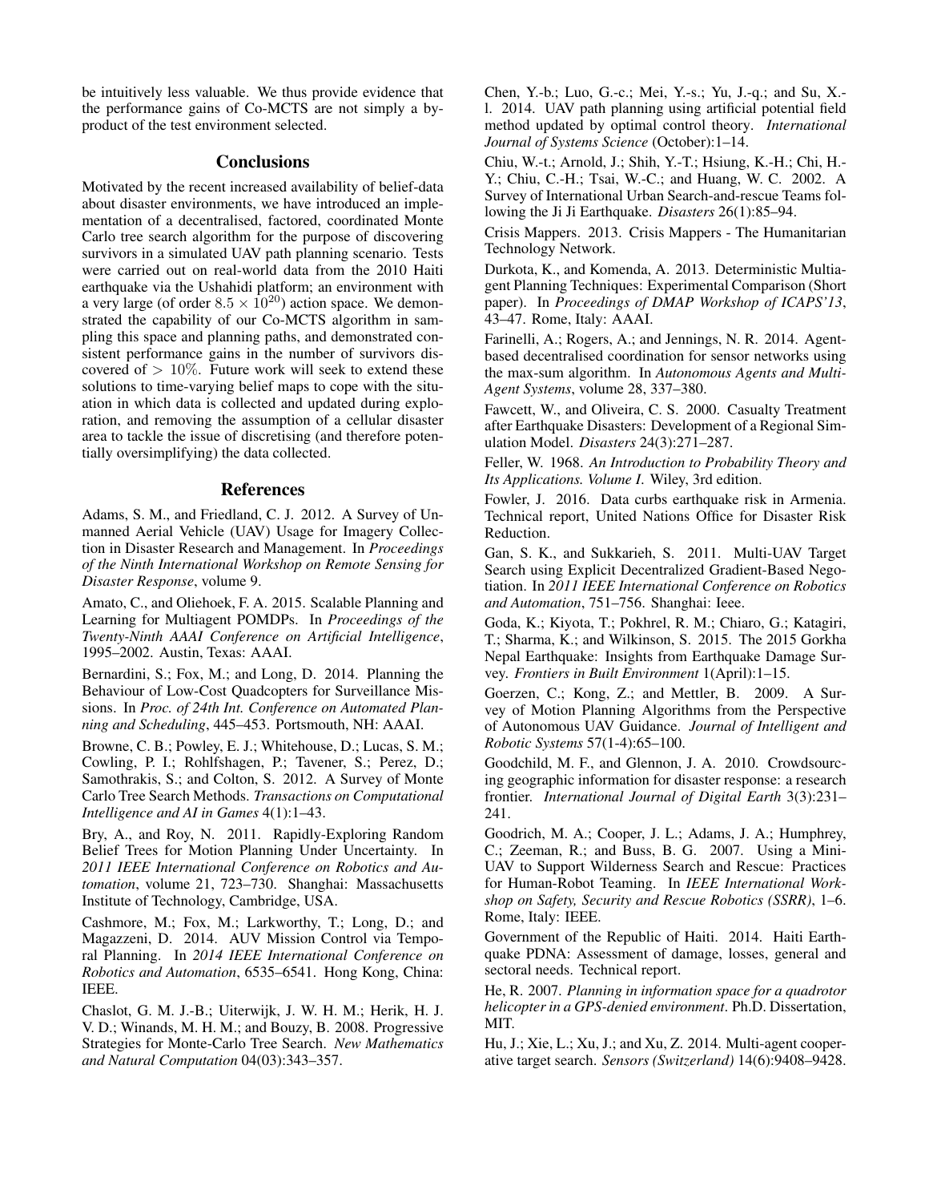be intuitively less valuable. We thus provide evidence that the performance gains of Co-MCTS are not simply a by-product of the test environment selected.

## Conclusions

Motivated by the recent increased availability of belief-data about disaster environments, we have introduced an implementation of a decentralised, factored, coordinated Monte Carlo tree search algorithm for the purpose of discovering survivors in a simulated UAV path planning scenario. Tests were carried out on real-world data from the 2010 Haiti earthquake via the Ushahidi platform; an environment with a very large (of order $8.5 \times 10^{20}$) action space. We demonstrated the capability of our Co-MCTS algorithm in sampling this space and planning paths, and demonstrated consistent performance gains in the number of survivors discovered of $> 10\%$. Future work will seek to extend these solutions to time-varying belief maps to cope with the situation in which data is collected and updated during exploration, and removing the assumption of a cellular disaster area to tackle the issue of discretising (and therefore potentially oversimplifying) the data collected.

## References

Adams, S. M., and Friedland, C. J. 2012. A Survey of Unmanned Aerial Vehicle (UAV) Usage for Imagery Collection in Disaster Research and Management. In *Proceedings of the Ninth International Workshop on Remote Sensing for Disaster Response*, volume 9.

Amato, C., and Oliehoek, F. A. 2015. Scalable Planning and Learning for Multiagent POMDPs. In *Proceedings of the Twenty-Ninth AAAI Conference on Artificial Intelligence*, 1995–2002. Austin, Texas: AAAI.

Bernardini, S.; Fox, M.; and Long, D. 2014. Planning the Behaviour of Low-Cost Quadcopters for Surveillance Missions. In *Proc. of 24th Int. Conference on Automated Planning and Scheduling*, 445–453. Portsmouth, NH: AAAI.

Browne, C. B.; Powley, E. J.; Whitehouse, D.; Lucas, S. M.; Cowling, P. I.; Rohlfshagen, P.; Tavener, S.; Perez, D.; Samothrakis, S.; and Colton, S. 2012. A Survey of Monte Carlo Tree Search Methods. *Transactions on Computational Intelligence and AI in Games* 4(1):1–43.

Bry, A., and Roy, N. 2011. Rapidly-Exploring Random Belief Trees for Motion Planning Under Uncertainty. In *2011 IEEE International Conference on Robotics and Automation*, volume 21, 723–730. Shanghai: Massachusetts Institute of Technology, Cambridge, USA.

Cashmore, M.; Fox, M.; Larkworthy, T.; Long, D.; and Magazzeni, D. 2014. AUV Mission Control via Temporal Planning. In *2014 IEEE International Conference on Robotics and Automation*, 6535–6541. Hong Kong, China: IEEE.

Chaslot, G. M. J.-B.; Uiterwijk, J. W. H. M.; Herik, H. J. V. D.; Winands, M. H. M.; and Bouzy, B. 2008. Progressive Strategies for Monte-Carlo Tree Search. *New Mathematics and Natural Computation* 04(03):343–357.

Chen, Y.-b.; Luo, G.-c.; Mei, Y.-s.; Yu, J.-q.; and Su, X.-l. 2014. UAV path planning using artificial potential field method updated by optimal control theory. *International Journal of Systems Science* (October):1–14.

Chiu, W.-t.; Arnold, J.; Shih, Y.-T.; Hsiung, K.-H.; Chi, H.-Y.; Chiu, C.-H.; Tsai, W.-C.; and Huang, W. C. 2002. A Survey of International Urban Search-and-rescue Teams following the Ji Ji Earthquake. *Disasters* 26(1):85–94.

Crisis Mappers. 2013. Crisis Mappers - The Humanitarian Technology Network.

Durkota, K., and Komenda, A. 2013. Deterministic Multiagent Planning Techniques: Experimental Comparison (Short paper). In *Proceedings of DMAP Workshop of ICAPS'13*, 43–47. Rome, Italy: AAAI.

Farinelli, A.; Rogers, A.; and Jennings, N. R. 2014. Agent-based decentralised coordination for sensor networks using the max-sum algorithm. In *Autonomous Agents and Multi-Agent Systems*, volume 28, 337–380.

Fawcett, W., and Oliveira, C. S. 2000. Casualty Treatment after Earthquake Disasters: Development of a Regional Simulation Model. *Disasters* 24(3):271–287.

Feller, W. 1968. *An Introduction to Probability Theory and Its Applications. Volume I*. Wiley, 3rd edition.

Fowler, J. 2016. Data curbs earthquake risk in Armenia. Technical report, United Nations Office for Disaster Risk Reduction.

Gan, S. K., and Sukkarieh, S. 2011. Multi-UAV Target Search using Explicit Decentralized Gradient-Based Negotiation. In *2011 IEEE International Conference on Robotics and Automation*, 751–756. Shanghai: Ieee.

Goda, K.; Kiyota, T.; Pokhrel, R. M.; Chiaro, G.; Katagiri, T.; Sharma, K.; and Wilkinson, S. 2015. The 2015 Gorkha Nepal Earthquake: Insights from Earthquake Damage Survey. *Frontiers in Built Environment* 1(April):1–15.

Goerzen, C.; Kong, Z.; and Mettler, B. 2009. A Survey of Motion Planning Algorithms from the Perspective of Autonomous UAV Guidance. *Journal of Intelligent and Robotic Systems* 57(1-4):65–100.

Goodchild, M. F., and Glennon, J. A. 2010. Crowdsourcing geographic information for disaster response: a research frontier. *International Journal of Digital Earth* 3(3):231–241.

Goodrich, M. A.; Cooper, J. L.; Adams, J. A.; Humphrey, C.; Zeeman, R.; and Buss, B. G. 2007. Using a Mini-UAV to Support Wilderness Search and Rescue: Practices for Human-Robot Teaming. In *IEEE International Workshop on Safety, Security and Rescue Robotics (SSRR)*, 1–6. Rome, Italy: IEEE.

Government of the Republic of Haiti. 2014. Haiti Earthquake PDNA: Assessment of damage, losses, general and sectoral needs. Technical report.

He, R. 2007. *Planning in information space for a quadrotor helicopter in a GPS-denied environment*. Ph.D. Dissertation, MIT.

Hu, J.; Xie, L.; Xu, J.; and Xu, Z. 2014. Multi-agent cooperative target search. *Sensors (Switzerland)* 14(6):9408–9428.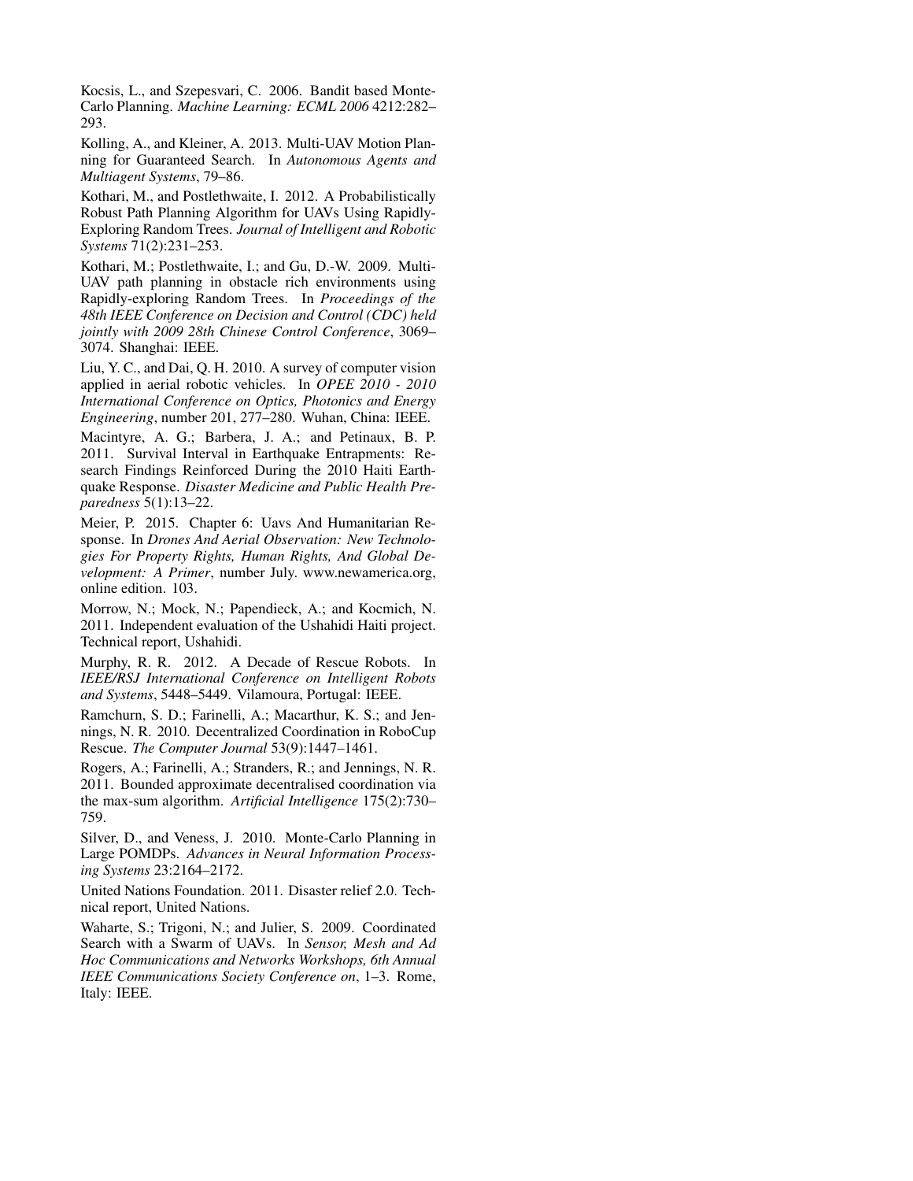Kocsis, L., and Szepesvari, C. 2006. Bandit based Monte-Carlo Planning. *Machine Learning: ECML 2006* 4212:282–293.

Kolling, A., and Kleiner, A. 2013. Multi-UAV Motion Planning for Guaranteed Search. In *Autonomous Agents and Multiagent Systems*, 79–86.

Kothari, M., and Postlethwaite, I. 2012. A Probabilistically Robust Path Planning Algorithm for UAVs Using Rapidly-Exploring Random Trees. *Journal of Intelligent and Robotic Systems* 71(2):231–253.

Kothari, M.; Postlethwaite, I.; and Gu, D.-W. 2009. Multi-UAV path planning in obstacle rich environments using Rapidly-exploring Random Trees. In *Proceedings of the 48th IEEE Conference on Decision and Control (CDC) held jointly with 2009 28th Chinese Control Conference*, 3069–3074. Shanghai: IEEE.

Liu, Y. C., and Dai, Q. H. 2010. A survey of computer vision applied in aerial robotic vehicles. In *OPEE 2010 - 2010 International Conference on Optics, Photonics and Energy Engineering*, number 201, 277–280. Wuhan, China: IEEE.

Macintyre, A. G.; Barbera, J. A.; and Petinaux, B. P. 2011. Survival Interval in Earthquake Entrapments: Research Findings Reinforced During the 2010 Haiti Earthquake Response. *Disaster Medicine and Public Health Preparedness* 5(1):13–22.

Meier, P. 2015. Chapter 6: Uavs And Humanitarian Response. In *Drones And Aerial Observation: New Technologies For Property Rights, Human Rights, And Global Development: A Primer*, number July. www.newamerica.org, online edition. 103.

Morrow, N.; Mock, N.; Papendieck, A.; and Kocmich, N. 2011. Independent evaluation of the Ushahidi Haiti project. Technical report, Ushahidi.

Murphy, R. R. 2012. A Decade of Rescue Robots. In *IEEE/RSJ International Conference on Intelligent Robots and Systems*, 5448–5449. Vilamoura, Portugal: IEEE.

Ramchurn, S. D.; Farinelli, A.; Macarthur, K. S.; and Jennings, N. R. 2010. Decentralized Coordination in RoboCup Rescue. *The Computer Journal* 53(9):1447–1461.

Rogers, A.; Farinelli, A.; Stranders, R.; and Jennings, N. R. 2011. Bounded approximate decentralised coordination via the max-sum algorithm. *Artificial Intelligence* 175(2):730–759.

Silver, D., and Veness, J. 2010. Monte-Carlo Planning in Large POMDPs. *Advances in Neural Information Processing Systems* 23:2164–2172.

United Nations Foundation. 2011. Disaster relief 2.0. Technical report, United Nations.

Waharte, S.; Trigoni, N.; and Julier, S. 2009. Coordinated Search with a Swarm of UAVs. In *Sensor, Mesh and Ad Hoc Communications and Networks Workshops, 6th Annual IEEE Communications Society Conference on*, 1–3. Rome, Italy: IEEE.